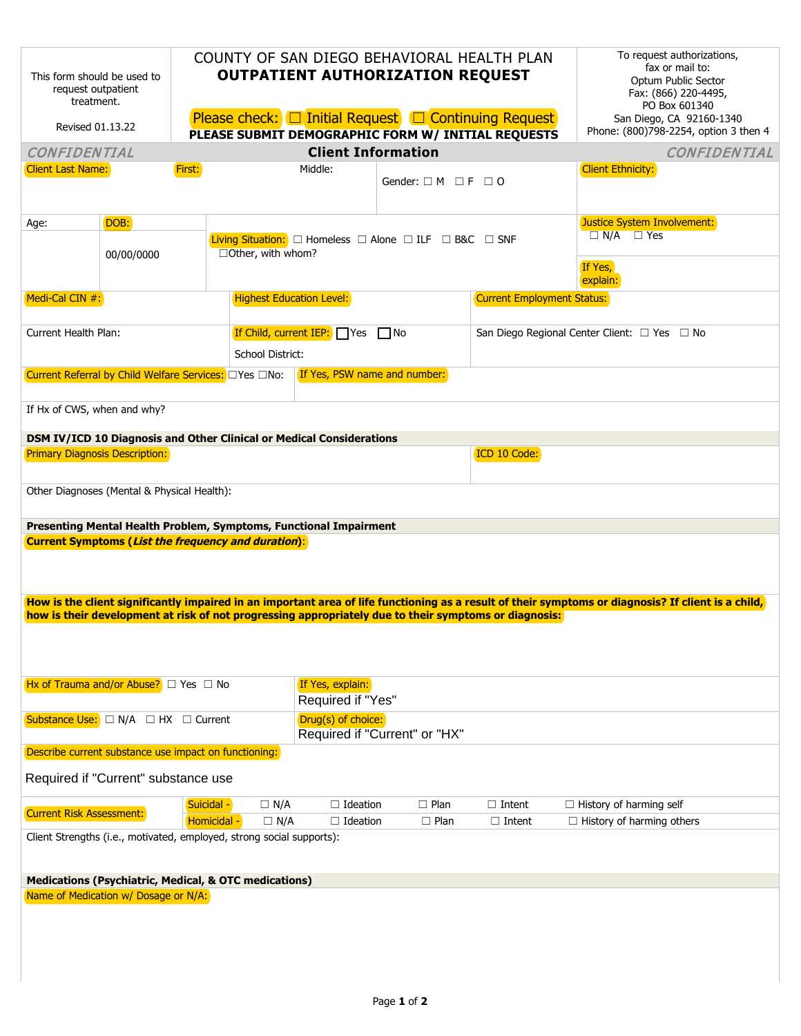This form should be used to request outpatient treatment.

Revised 01.13.22

# COUNTY OF SAN DIEGO BEHAVIORAL HEALTH PLAN
## OUTPATIENT AUTHORIZATION REQUEST

Please check: ☐ Initial Request ☐ Continuing Request

**PLEASE SUBMIT DEMOGRAPHIC FORM W/ INITIAL REQUESTS**

To request authorizations, fax or mail to:
Optum Public Sector
Fax: (866) 220-4495,
PO Box 601340
San Diego, CA 92160-1340
Phone: (800)798-2254, option 3 then 4

*CONFIDENTIAL* **Client Information** *CONFIDENTIAL*

Client Last Name: First: Middle: Gender: ☐ M ☐ F ☐ O

Client Ethnicity:

Age: DOB: 00/00/0000

Living Situation: ☐ Homeless ☐ Alone ☐ ILF ☐ B&C ☐ SNF ☐Other, with whom?

Justice System Involvement: ☐ N/A ☐ Yes

If Yes, explain:

Medi-Cal CIN #:

Highest Education Level:

Current Employment Status:

Current Health Plan:

If Child, current IEP: ☐Yes ☐No

School District:

San Diego Regional Center Client: ☐ Yes ☐ No

Current Referral by Child Welfare Services: ☐Yes ☐No:

If Yes, PSW name and number:

If Hx of CWS, when and why?

**DSM IV/ICD 10 Diagnosis and Other Clinical or Medical Considerations**

Primary Diagnosis Description:

ICD 10 Code:

Other Diagnoses (Mental & Physical Health):

**Presenting Mental Health Problem, Symptoms, Functional Impairment**

**Current Symptoms (*List the frequency and duration*):**

**How is the client significantly impaired in an important area of life functioning as a result of their symptoms or diagnosis? If client is a child, how is their development at risk of not progressing appropriately due to their symptoms or diagnosis:**

Hx of Trauma and/or Abuse? ☐ Yes ☐ No

If Yes, explain:
Required if "Yes"

Substance Use: ☐ N/A ☐ HX ☐ Current

Drug(s) of choice:
Required if "Current" or "HX"

Describe current substance use impact on functioning:

Required if "Current" substance use

| Current Risk Assessment: | | | | | |
|---|---|---|---|---|---|
| Suicidal - | ☐ N/A | ☐ Ideation | ☐ Plan | ☐ Intent | ☐ History of harming self |
| Homicidal - | ☐ N/A | ☐ Ideation | ☐ Plan | ☐ Intent | ☐ History of harming others |

Client Strengths (i.e., motivated, employed, strong social supports):

**Medications (Psychiatric, Medical, & OTC medications)**

Name of Medication w/ Dosage or N/A: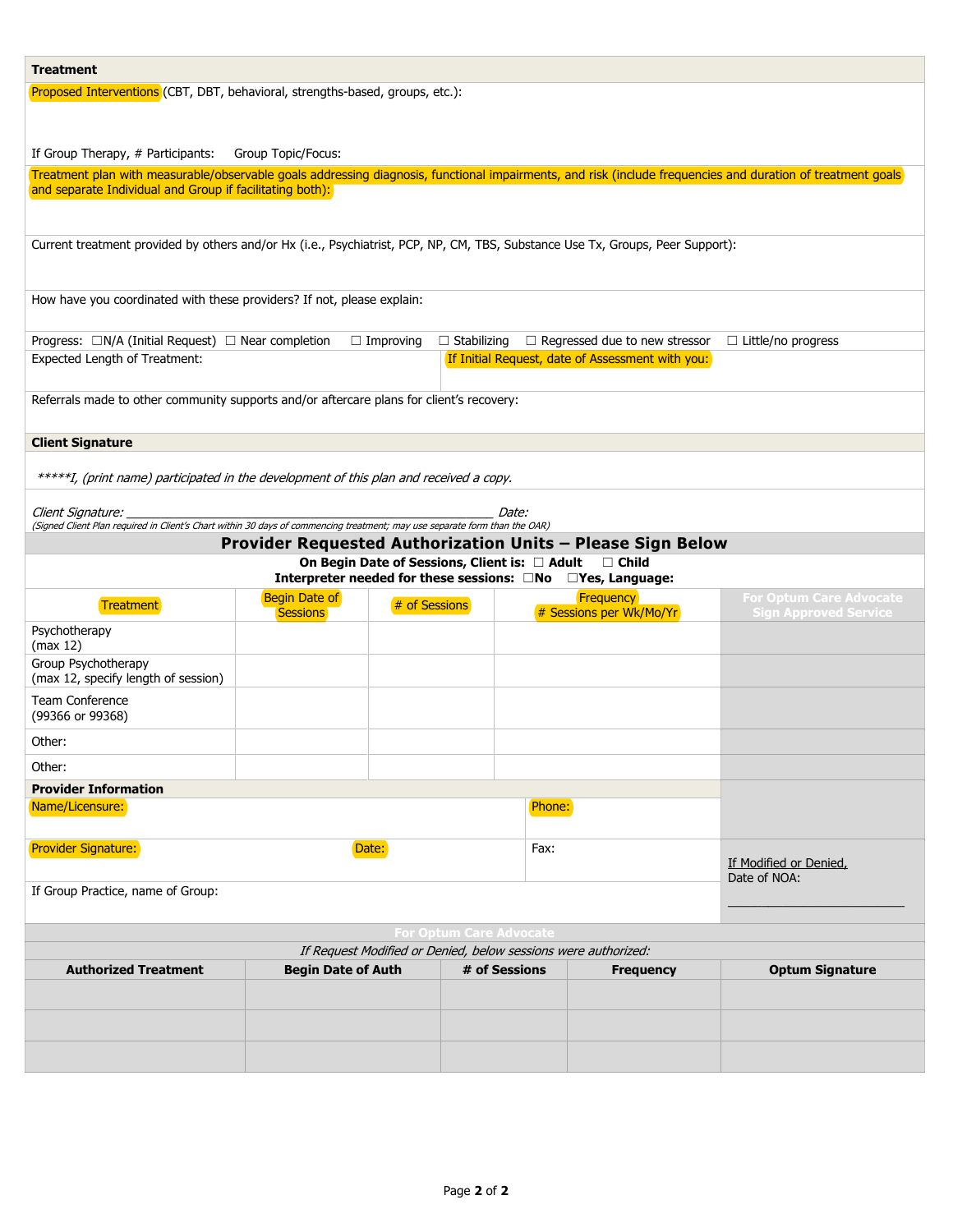**Treatment**

Proposed Interventions (CBT, DBT, behavioral, strengths-based, groups, etc.):

If Group Therapy, # Participants: Group Topic/Focus:

Treatment plan with measurable/observable goals addressing diagnosis, functional impairments, and risk (include frequencies and duration of treatment goals and separate Individual and Group if facilitating both):

Current treatment provided by others and/or Hx (i.e., Psychiatrist, PCP, NP, CM, TBS, Substance Use Tx, Groups, Peer Support):

How have you coordinated with these providers? If not, please explain:

Progress: ☐N/A (Initial Request) ☐ Near completion ☐ Improving ☐ Stabilizing ☐ Regressed due to new stressor ☐ Little/no progress

Expected Length of Treatment:

If Initial Request, date of Assessment with you:

Referrals made to other community supports and/or aftercare plans for client's recovery:

**Client Signature**

*\*\*\*\*\*I, (print name) participated in the development of this plan and received a copy.*

*Client Signature:* ___________________________________________________ *Date:*

*(Signed Client Plan required in Client's Chart within 30 days of commencing treatment; may use separate form than the OAR)*

## Provider Requested Authorization Units – Please Sign Below

**On Begin Date of Sessions, Client is:** ☐ **Adult** ☐ **Child**

**Interpreter needed for these sessions:** ☐**No** ☐**Yes, Language:**

| Treatment | Begin Date of Sessions | # of Sessions | Frequency # Sessions per Wk/Mo/Yr | For Optum Care Advocate Sign Approved Service |
|---|---|---|---|---|
| Psychotherapy (max 12) | | | | |
| Group Psychotherapy (max 12, specify length of session) | | | | |
| Team Conference (99366 or 99368) | | | | |
| Other: | | | | |
| Other: | | | | |

**Provider Information**

Name/Licensure:

Phone:

Provider Signature: Date:

Fax:

If Group Practice, name of Group:

If Modified or Denied, Date of NOA: ___________________________

**For Optum Care Advocate**

*If Request Modified or Denied, below sessions were authorized:*

| Authorized Treatment | Begin Date of Auth | # of Sessions | Frequency | Optum Signature |
|---|---|---|---|---|
| | | | | |
| | | | | |
| | | | | |